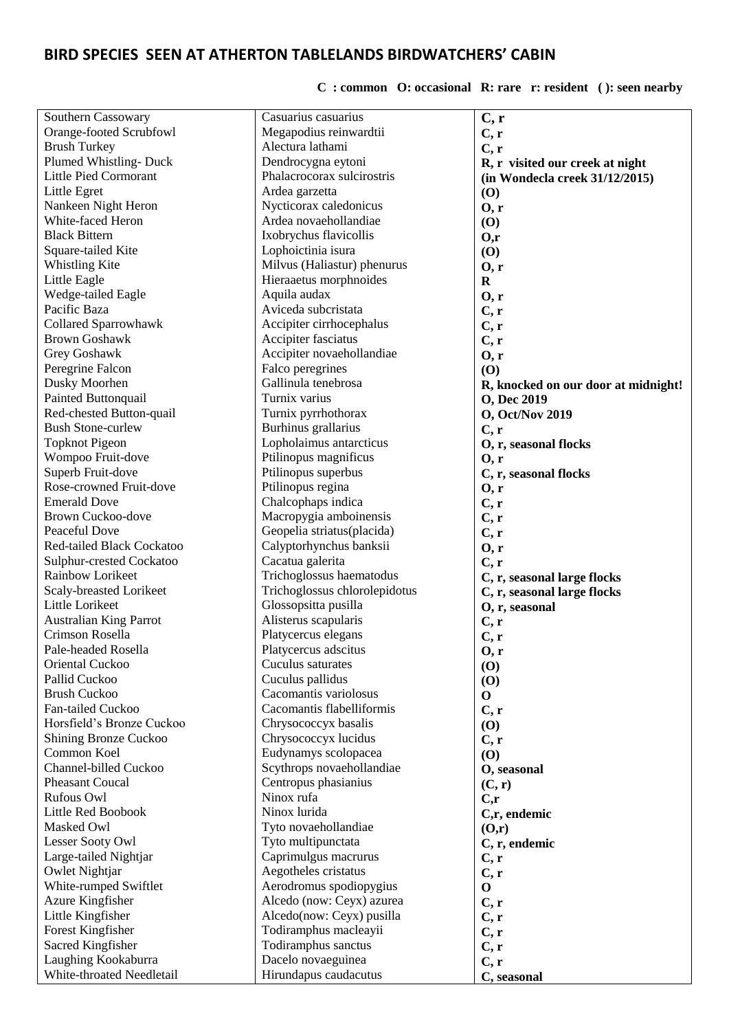# BIRD SPECIES SEEN AT ATHERTON TABLELANDS BIRDWATCHERS' CABIN

**C : common O: occasional R: rare r: resident ( ): seen nearby**

| | | |
|---|---|---|
| Southern Cassowary | Casuarius casuarius | **C, r** |
| Orange-footed Scrubfowl | Megapodius reinwardtii | **C, r** |
| Brush Turkey | Alectura lathami | **C, r** |
| Plumed Whistling- Duck | Dendrocygna eytoni | **R, r visited our creek at night** |
| Little Pied Cormorant | Phalacrocorax sulcirostris | **(in Wondecla creek 31/12/2015)** |
| Little Egret | Ardea garzetta | **(O)** |
| Nankeen Night Heron | Nycticorax caledonicus | **O, r** |
| White-faced Heron | Ardea novaehollandiae | **(O)** |
| Black Bittern | Ixobrychus flavicollis | **O,r** |
| Square-tailed Kite | Lophoictinia isura | **(O)** |
| Whistling Kite | Milvus (Haliastur) phenurus | **O, r** |
| Little Eagle | Hieraaetus morphnoides | **R** |
| Wedge-tailed Eagle | Aquila audax | **O, r** |
| Pacific Baza | Aviceda subcristata | **C, r** |
| Collared Sparrowhawk | Accipiter cirrhocephalus | **C, r** |
| Brown Goshawk | Accipiter fasciatus | **C, r** |
| Grey Goshawk | Accipiter novaehollandiae | **O, r** |
| Peregrine Falcon | Falco peregrines | **(O)** |
| Dusky Moorhen | Gallinula tenebrosa | **R, knocked on our door at midnight!** |
| Painted Buttonquail | Turnix varius | **O, Dec 2019** |
| Red-chested Button-quail | Turnix pyrrhothorax | **O, Oct/Nov 2019** |
| Bush Stone-curlew | Burhinus grallarius | **C, r** |
| Topknot Pigeon | Lopholaimus antarcticus | **O, r, seasonal flocks** |
| Wompoo Fruit-dove | Ptilinopus magnificus | **O, r** |
| Superb Fruit-dove | Ptilinopus superbus | **C, r, seasonal flocks** |
| Rose-crowned Fruit-dove | Ptilinopus regina | **O, r** |
| Emerald Dove | Chalcophaps indica | **C, r** |
| Brown Cuckoo-dove | Macropygia amboinensis | **C, r** |
| Peaceful Dove | Geopelia striatus(placida) | **C, r** |
| Red-tailed Black Cockatoo | Calyptorhynchus banksii | **O, r** |
| Sulphur-crested Cockatoo | Cacatua galerita | **C, r** |
| Rainbow Lorikeet | Trichoglossus haematodus | **C, r, seasonal large flocks** |
| Scaly-breasted Lorikeet | Trichoglossus chlorolepidotus | **C, r, seasonal large flocks** |
| Little Lorikeet | Glossopsitta pusilla | **O, r, seasonal** |
| Australian King Parrot | Alisterus scapularis | **C, r** |
| Crimson Rosella | Platycercus elegans | **C, r** |
| Pale-headed Rosella | Platycercus adscitus | **O, r** |
| Oriental Cuckoo | Cuculus saturates | **(O)** |
| Pallid Cuckoo | Cuculus pallidus | **(O)** |
| Brush Cuckoo | Cacomantis variolosus | **O** |
| Fan-tailed Cuckoo | Cacomantis flabelliformis | **C, r** |
| Horsfield's Bronze Cuckoo | Chrysococcyx basalis | **(O)** |
| Shining Bronze Cuckoo | Chrysococcyx lucidus | **C, r** |
| Common Koel | Eudynamys scolopacea | **(O)** |
| Channel-billed Cuckoo | Scythrops novaehollandiae | **O, seasonal** |
| Pheasant Coucal | Centropus phasianius | **(C, r)** |
| Rufous Owl | Ninox rufa | **C,r** |
| Little Red Boobook | Ninox lurida | **C,r, endemic** |
| Masked Owl | Tyto novaehollandiae | **(O,r)** |
| Lesser Sooty Owl | Tyto multipunctata | **C, r, endemic** |
| Large-tailed Nightjar | Caprimulgus macrurus | **C, r** |
| Owlet Nightjar | Aegotheles cristatus | **C, r** |
| White-rumped Swiftlet | Aerodromus spodiopygius | **O** |
| Azure Kingfisher | Alcedo (now: Ceyx) azurea | **C, r** |
| Little Kingfisher | Alcedo(now: Ceyx) pusilla | **C, r** |
| Forest Kingfisher | Todiramphus macleayii | **C, r** |
| Sacred Kingfisher | Todiramphus sanctus | **C, r** |
| Laughing Kookaburra | Dacelo novaeguinea | **C, r** |
| White-throated Needletail | Hirundapus caudacutus | **C, seasonal** |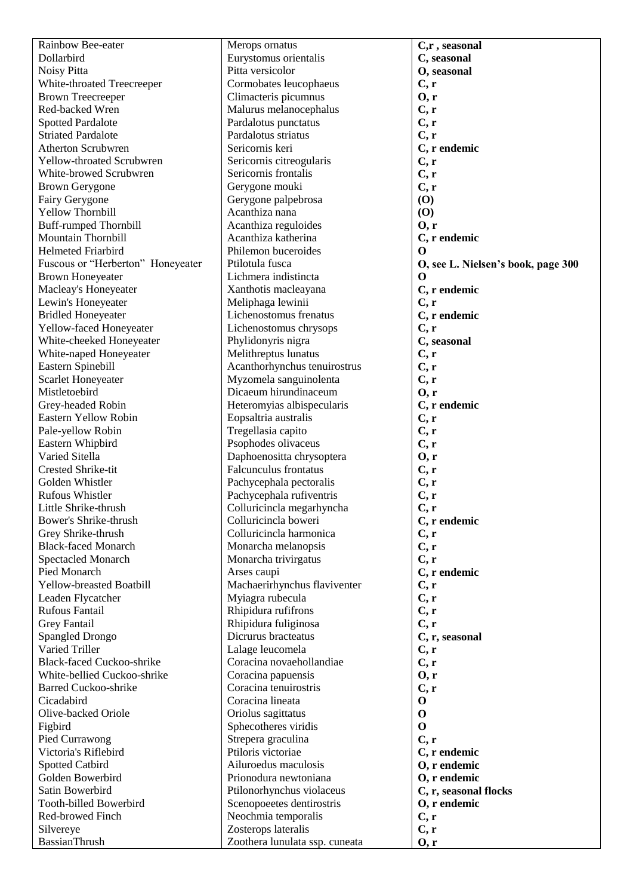| | | |
|---|---|---|
| Rainbow Bee-eater | Merops ornatus | **C,r , seasonal** |
| Dollarbird | Eurystomus orientalis | **C, seasonal** |
| Noisy Pitta | Pitta versicolor | **O, seasonal** |
| White-throated Treecreeper | Cormobates leucophaeus | **C, r** |
| Brown Treecreeper | Climacteris picumnus | **O, r** |
| Red-backed Wren | Malurus melanocephalus | **C, r** |
| Spotted Pardalote | Pardalotus punctatus | **C, r** |
| Striated Pardalote | Pardalotus striatus | **C, r** |
| Atherton Scrubwren | Sericornis keri | **C, r endemic** |
| Yellow-throated Scrubwren | Sericornis citreogularis | **C, r** |
| White-browed Scrubwren | Sericornis frontalis | **C, r** |
| Brown Gerygone | Gerygone mouki | **C, r** |
| Fairy Gerygone | Gerygone palpebrosa | **(O)** |
| Yellow Thornbill | Acanthiza nana | **(O)** |
| Buff-rumped Thornbill | Acanthiza reguloides | **O, r** |
| Mountain Thornbill | Acanthiza katherina | **C, r endemic** |
| Helmeted Friarbird | Philemon buceroides | **O** |
| Fuscous or "Herberton" Honeyeater | Ptilotula fusca | **O, see L. Nielsen's book, page 300** |
| Brown Honeyeater | Lichmera indistincta | **O** |
| Macleay's Honeyeater | Xanthotis macleayana | **C, r endemic** |
| Lewin's Honeyeater | Meliphaga lewinii | **C, r** |
| Bridled Honeyeater | Lichenostomus frenatus | **C, r endemic** |
| Yellow-faced Honeyeater | Lichenostomus chrysops | **C, r** |
| White-cheeked Honeyeater | Phylidonyris nigra | **C, seasonal** |
| White-naped Honeyeater | Melithreptus lunatus | **C, r** |
| Eastern Spinebill | Acanthorhynchus tenuirostrus | **C, r** |
| Scarlet Honeyeater | Myzomela sanguinolenta | **C, r** |
| Mistletoebird | Dicaeum hirundinaceum | **O, r** |
| Grey-headed Robin | Heteromyias albispecularis | **C, r endemic** |
| Eastern Yellow Robin | Eopsaltria australis | **C, r** |
| Pale-yellow Robin | Tregellasia capito | **C, r** |
| Eastern Whipbird | Psophodes olivaceus | **C, r** |
| Varied Sitella | Daphoenositta chrysoptera | **O, r** |
| Crested Shrike-tit | Falcunculus frontatus | **C, r** |
| Golden Whistler | Pachycephala pectoralis | **C, r** |
| Rufous Whistler | Pachycephala rufiventris | **C, r** |
| Little Shrike-thrush | Colluricincla megarhyncha | **C, r** |
| Bower's Shrike-thrush | Colluricincla boweri | **C, r endemic** |
| Grey Shrike-thrush | Colluricincla harmonica | **C, r** |
| Black-faced Monarch | Monarcha melanopsis | **C, r** |
| Spectacled Monarch | Monarcha trivirgatus | **C, r** |
| Pied Monarch | Arses caupi | **C, r endemic** |
| Yellow-breasted Boatbill | Machaerirhynchus flaviventer | **C, r** |
| Leaden Flycatcher | Myiagra rubecula | **C, r** |
| Rufous Fantail | Rhipidura rufifrons | **C, r** |
| Grey Fantail | Rhipidura fuliginosa | **C, r** |
| Spangled Drongo | Dicrurus bracteatus | **C, r, seasonal** |
| Varied Triller | Lalage leucomela | **C, r** |
| Black-faced Cuckoo-shrike | Coracina novaehollandiae | **C, r** |
| White-bellied Cuckoo-shrike | Coracina papuensis | **O, r** |
| Barred Cuckoo-shrike | Coracina tenuirostris | **C, r** |
| Cicadabird | Coracina lineata | **O** |
| Olive-backed Oriole | Oriolus sagittatus | **O** |
| Figbird | Sphecotheres viridis | **O** |
| Pied Currawong | Strepera graculina | **C, r** |
| Victoria's Riflebird | Ptiloris victoriae | **C, r endemic** |
| Spotted Catbird | Ailuroedus maculosis | **O, r endemic** |
| Golden Bowerbird | Prionodura newtoniana | **O, r endemic** |
| Satin Bowerbird | Ptilonorhynchus violaceus | **C, r, seasonal flocks** |
| Tooth-billed Bowerbird | Scenopoeetes dentirostris | **O, r endemic** |
| Red-browed Finch | Neochmia temporalis | **C, r** |
| Silvereye | Zosterops lateralis | **C, r** |
| BassianThrush | Zoothera lunulata ssp. cuneata | **O, r** |